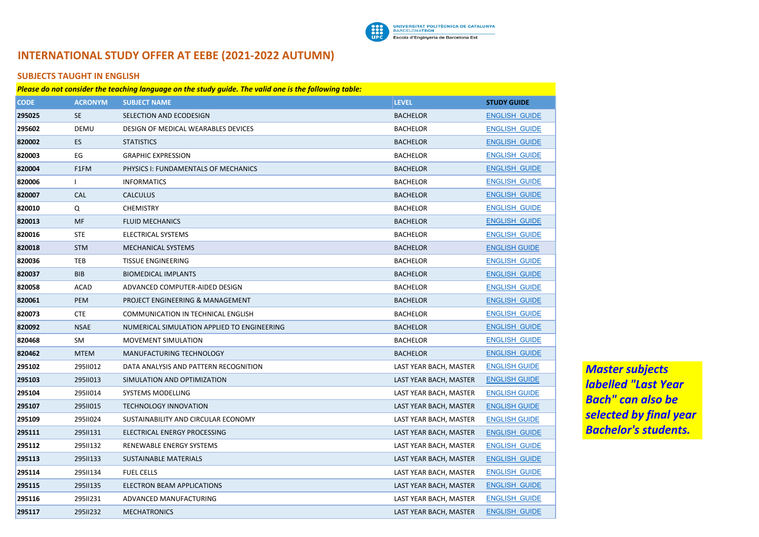# INTERNATIONAL STUDY OFFER AT EEBE (2021-2022 AUTUMN)

## SUBJECTS TAUGHT IN ENGLISH

***Please do not consider the teaching language on the study guide. The valid one is the following table:***

| CODE | ACRONYM | SUBJECT NAME | LEVEL | STUDY GUIDE |
|---|---|---|---|---|
| 295025 | SE | SELECTION AND ECODESIGN | BACHELOR | ENGLISH GUIDE |
| 295602 | DEMU | DESIGN OF MEDICAL WEARABLES DEVICES | BACHELOR | ENGLISH GUIDE |
| 820002 | ES | STATISTICS | BACHELOR | ENGLISH GUIDE |
| 820003 | EG | GRAPHIC EXPRESSION | BACHELOR | ENGLISH GUIDE |
| 820004 | F1FM | PHYSICS I: FUNDAMENTALS OF MECHANICS | BACHELOR | ENGLISH GUIDE |
| 820006 | I | INFORMATICS | BACHELOR | ENGLISH GUIDE |
| 820007 | CAL | CALCULUS | BACHELOR | ENGLISH GUIDE |
| 820010 | Q | CHEMISTRY | BACHELOR | ENGLISH GUIDE |
| 820013 | MF | FLUID MECHANICS | BACHELOR | ENGLISH GUIDE |
| 820016 | STE | ELECTRICAL SYSTEMS | BACHELOR | ENGLISH GUIDE |
| 820018 | STM | MECHANICAL SYSTEMS | BACHELOR | ENGLISH GUIDE |
| 820036 | TEB | TISSUE ENGINEERING | BACHELOR | ENGLISH GUIDE |
| 820037 | BIB | BIOMEDICAL IMPLANTS | BACHELOR | ENGLISH GUIDE |
| 820058 | ACAD | ADVANCED COMPUTER-AIDED DESIGN | BACHELOR | ENGLISH GUIDE |
| 820061 | PEM | PROJECT ENGINEERING & MANAGEMENT | BACHELOR | ENGLISH GUIDE |
| 820073 | CTE | COMMUNICATION IN TECHNICAL ENGLISH | BACHELOR | ENGLISH GUIDE |
| 820092 | NSAE | NUMERICAL SIMULATION APPLIED TO ENGINEERING | BACHELOR | ENGLISH GUIDE |
| 820468 | SM | MOVEMENT SIMULATION | BACHELOR | ENGLISH GUIDE |
| 820462 | MTEM | MANUFACTURING TECHNOLOGY | BACHELOR | ENGLISH GUIDE |
| 295102 | 295II012 | DATA ANALYSIS AND PATTERN RECOGNITION | LAST YEAR BACH, MASTER | ENGLISH GUIDE |
| 295103 | 295II013 | SIMULATION AND OPTIMIZATION | LAST YEAR BACH, MASTER | ENGLISH GUIDE |
| 295104 | 295II014 | SYSTEMS MODELLING | LAST YEAR BACH, MASTER | ENGLISH GUIDE |
| 295107 | 295II015 | TECHNOLOGY INNOVATION | LAST YEAR BACH, MASTER | ENGLISH GUIDE |
| 295109 | 295II024 | SUSTAINABILITY AND CIRCULAR ECONOMY | LAST YEAR BACH, MASTER | ENGLISH GUIDE |
| 295111 | 295II131 | ELECTRICAL ENERGY PROCESSING | LAST YEAR BACH, MASTER | ENGLISH GUIDE |
| 295112 | 295II132 | RENEWABLE ENERGY SYSTEMS | LAST YEAR BACH, MASTER | ENGLISH GUIDE |
| 295113 | 295II133 | SUSTAINABLE MATERIALS | LAST YEAR BACH, MASTER | ENGLISH GUIDE |
| 295114 | 295II134 | FUEL CELLS | LAST YEAR BACH, MASTER | ENGLISH GUIDE |
| 295115 | 295II135 | ELECTRON BEAM APPLICATIONS | LAST YEAR BACH, MASTER | ENGLISH GUIDE |
| 295116 | 295II231 | ADVANCED MANUFACTURING | LAST YEAR BACH, MASTER | ENGLISH GUIDE |
| 295117 | 295II232 | MECHATRONICS | LAST YEAR BACH, MASTER | ENGLISH GUIDE |

***Master subjects labelled "Last Year Bach" can also be selected by final year Bachelor's students.***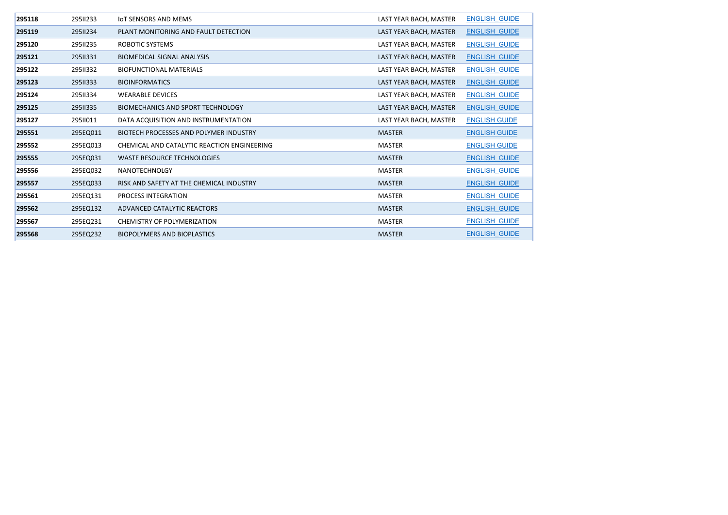| | | | | |
|---|---|---|---|---|
| **295118** | 295II233 | IoT SENSORS AND MEMS | LAST YEAR BACH, MASTER | ENGLISH_GUIDE |
| **295119** | 295II234 | PLANT MONITORING AND FAULT DETECTION | LAST YEAR BACH, MASTER | ENGLISH_GUIDE |
| **295120** | 295II235 | ROBOTIC SYSTEMS | LAST YEAR BACH, MASTER | ENGLISH_GUIDE |
| **295121** | 295II331 | BIOMEDICAL SIGNAL ANALYSIS | LAST YEAR BACH, MASTER | ENGLISH_GUIDE |
| **295122** | 295II332 | BIOFUNCTIONAL MATERIALS | LAST YEAR BACH, MASTER | ENGLISH_GUIDE |
| **295123** | 295II333 | BIOINFORMATICS | LAST YEAR BACH, MASTER | ENGLISH_GUIDE |
| **295124** | 295II334 | WEARABLE DEVICES | LAST YEAR BACH, MASTER | ENGLISH_GUIDE |
| **295125** | 295II335 | BIOMECHANICS AND SPORT TECHNOLOGY | LAST YEAR BACH, MASTER | ENGLISH_GUIDE |
| **295127** | 295II011 | DATA ACQUISITION AND INSTRUMENTATION | LAST YEAR BACH, MASTER | ENGLISH GUIDE |
| **295551** | 295EQ011 | BIOTECH PROCESSES AND POLYMER INDUSTRY | MASTER | ENGLISH GUIDE |
| **295552** | 295EQ013 | CHEMICAL AND CATALYTIC REACTION ENGINEERING | MASTER | ENGLISH GUIDE |
| **295555** | 295EQ031 | WASTE RESOURCE TECHNOLOGIES | MASTER | ENGLISH_GUIDE |
| **295556** | 295EQ032 | NANOTECHNOLGY | MASTER | ENGLISH_GUIDE |
| **295557** | 295EQ033 | RISK AND SAFETY AT THE CHEMICAL INDUSTRY | MASTER | ENGLISH_GUIDE |
| **295561** | 295EQ131 | PROCESS INTEGRATION | MASTER | ENGLISH_GUIDE |
| **295562** | 295EQ132 | ADVANCED CATALYTIC REACTORS | MASTER | ENGLISH_GUIDE |
| **295567** | 295EQ231 | CHEMISTRY OF POLYMERIZATION | MASTER | ENGLISH_GUIDE |
| **295568** | 295EQ232 | BIOPOLYMERS AND BIOPLASTICS | MASTER | ENGLISH_GUIDE |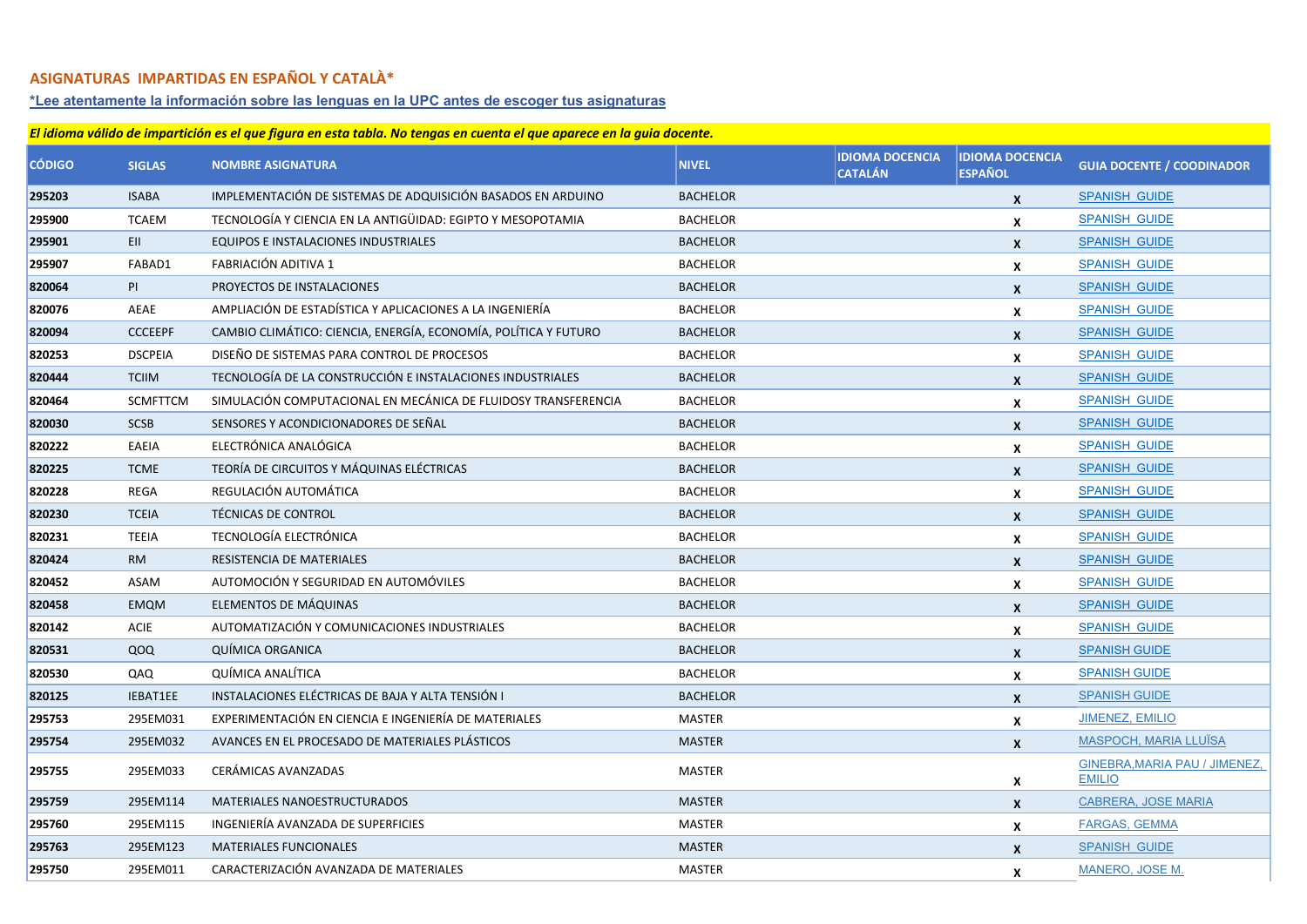## ASIGNATURAS IMPARTIDAS EN ESPAÑOL Y CATALÀ*

**\*Lee atentamente la información sobre las lenguas en la UPC antes de escoger tus asignaturas**

***El idioma válido de impartición es el que figura en esta tabla. No tengas en cuenta el que aparece en la guia docente.***

| CÓDIGO | SIGLAS | NOMBRE ASIGNATURA | NIVEL | IDIOMA DOCENCIA CATALÁN | IDIOMA DOCENCIA ESPAÑOL | GUIA DOCENTE / COODINADOR |
|---|---|---|---|---|---|---|
| 295203 | ISABA | IMPLEMENTACIÓN DE SISTEMAS DE ADQUISICIÓN BASADOS EN ARDUINO | BACHELOR | | x | SPANISH GUIDE |
| 295900 | TCAEM | TECNOLOGÍA Y CIENCIA EN LA ANTIGÜIDAD: EGIPTO Y MESOPOTAMIA | BACHELOR | | x | SPANISH GUIDE |
| 295901 | EII | EQUIPOS E INSTALACIONES INDUSTRIALES | BACHELOR | | x | SPANISH GUIDE |
| 295907 | FABAD1 | FABRIACIÓN ADITIVA 1 | BACHELOR | | x | SPANISH GUIDE |
| 820064 | PI | PROYECTOS DE INSTALACIONES | BACHELOR | | x | SPANISH GUIDE |
| 820076 | AEAE | AMPLIACIÓN DE ESTADÍSTICA Y APLICACIONES A LA INGENIERÍA | BACHELOR | | x | SPANISH GUIDE |
| 820094 | CCCEEPF | CAMBIO CLIMÁTICO: CIENCIA, ENERGÍA, ECONOMÍA, POLÍTICA Y FUTURO | BACHELOR | | x | SPANISH GUIDE |
| 820253 | DSCPEIA | DISEÑO DE SISTEMAS PARA CONTROL DE PROCESOS | BACHELOR | | x | SPANISH GUIDE |
| 820444 | TCIIM | TECNOLOGÍA DE LA CONSTRUCCIÓN E INSTALACIONES INDUSTRIALES | BACHELOR | | x | SPANISH GUIDE |
| 820464 | SCMFTTCM | SIMULACIÓN COMPUTACIONAL EN MECÁNICA DE FLUIDOSY TRANSFERENCIA | BACHELOR | | x | SPANISH GUIDE |
| 820030 | SCSB | SENSORES Y ACONDICIONADORES DE SEÑAL | BACHELOR | | x | SPANISH GUIDE |
| 820222 | EAEIA | ELECTRÓNICA ANALÓGICA | BACHELOR | | x | SPANISH GUIDE |
| 820225 | TCME | TEORÍA DE CIRCUITOS Y MÁQUINAS ELÉCTRICAS | BACHELOR | | x | SPANISH GUIDE |
| 820228 | REGA | REGULACIÓN AUTOMÁTICA | BACHELOR | | x | SPANISH GUIDE |
| 820230 | TCEIA | TÉCNICAS DE CONTROL | BACHELOR | | x | SPANISH GUIDE |
| 820231 | TEEIA | TECNOLOGÍA ELECTRÓNICA | BACHELOR | | x | SPANISH GUIDE |
| 820424 | RM | RESISTENCIA DE MATERIALES | BACHELOR | | x | SPANISH GUIDE |
| 820452 | ASAM | AUTOMOCIÓN Y SEGURIDAD EN AUTOMÓVILES | BACHELOR | | x | SPANISH GUIDE |
| 820458 | EMQM | ELEMENTOS DE MÁQUINAS | BACHELOR | | x | SPANISH GUIDE |
| 820142 | ACIE | AUTOMATIZACIÓN Y COMUNICACIONES INDUSTRIALES | BACHELOR | | x | SPANISH GUIDE |
| 820531 | QOQ | QUÍMICA ORGANICA | BACHELOR | | x | SPANISH GUIDE |
| 820530 | QAQ | QUÍMICA ANALÍTICA | BACHELOR | | x | SPANISH GUIDE |
| 820125 | IEBAT1EE | INSTALACIONES ELÉCTRICAS DE BAJA Y ALTA TENSIÓN I | BACHELOR | | x | SPANISH GUIDE |
| 295753 | 295EM031 | EXPERIMENTACIÓN EN CIENCIA E INGENIERÍA DE MATERIALES | MASTER | | x | JIMENEZ, EMILIO |
| 295754 | 295EM032 | AVANCES EN EL PROCESADO DE MATERIALES PLÁSTICOS | MASTER | | x | MASPOCH, MARIA LLUÏSA |
| 295755 | 295EM033 | CERÁMICAS AVANZADAS | MASTER | | x | GINEBRA,MARIA PAU / JIMENEZ, EMILIO |
| 295759 | 295EM114 | MATERIALES NANOESTRUCTURADOS | MASTER | | x | CABRERA, JOSE MARIA |
| 295760 | 295EM115 | INGENIERÍA AVANZADA DE SUPERFICIES | MASTER | | x | FARGAS, GEMMA |
| 295763 | 295EM123 | MATERIALES FUNCIONALES | MASTER | | x | SPANISH GUIDE |
| 295750 | 295EM011 | CARACTERIZACIÓN AVANZADA DE MATERIALES | MASTER | | x | MANERO, JOSE M. |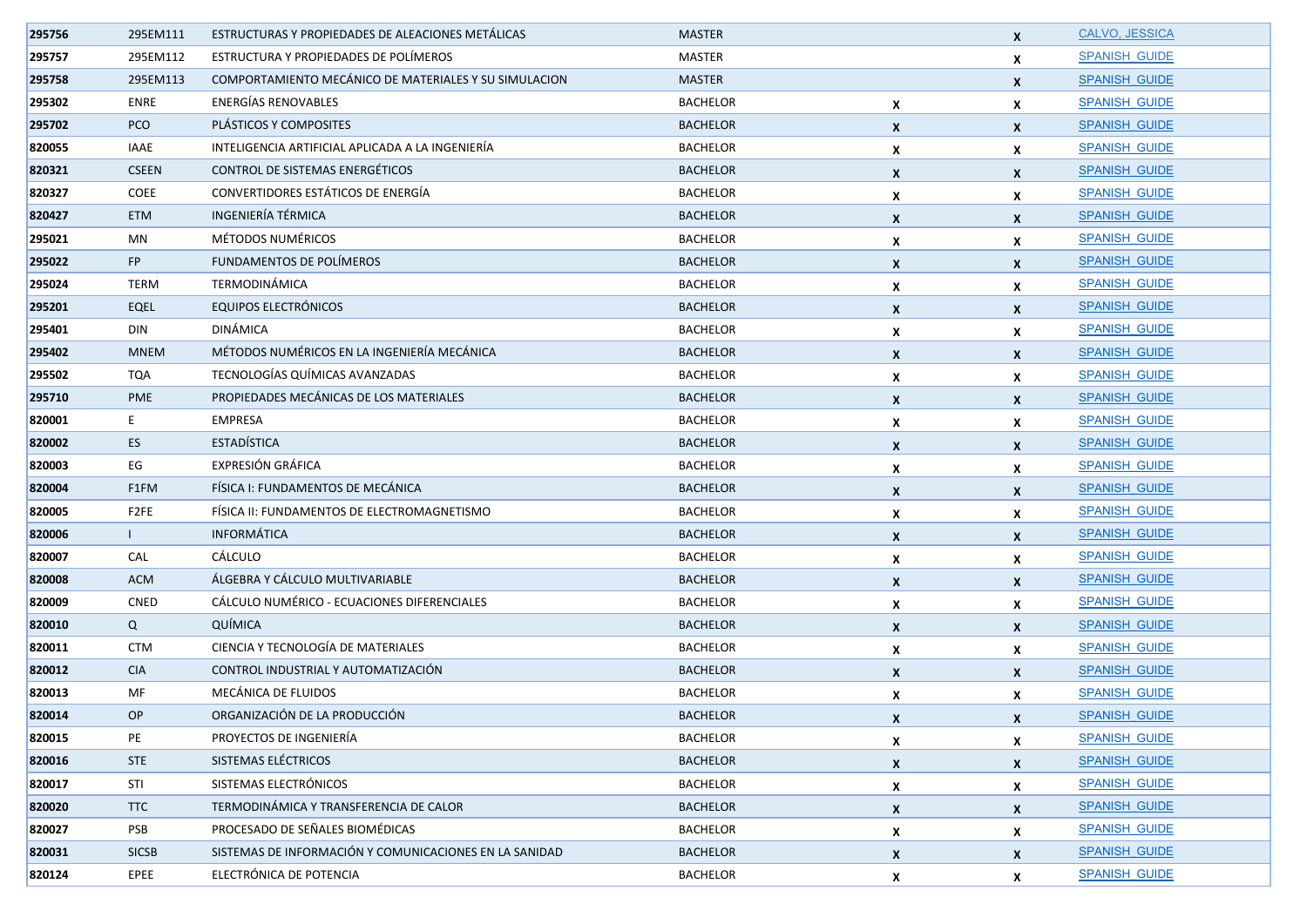| | | | | | | |
|---|---|---|---|---|---|---|
| 295756 | 295EM111 | ESTRUCTURAS Y PROPIEDADES DE ALEACIONES METÁLICAS | MASTER | | X | CALVO, JESSICA |
| 295757 | 295EM112 | ESTRUCTURA Y PROPIEDADES DE POLÍMEROS | MASTER | | X | SPANISH GUIDE |
| 295758 | 295EM113 | COMPORTAMIENTO MECÁNICO DE MATERIALES Y SU SIMULACION | MASTER | | X | SPANISH GUIDE |
| 295302 | ENRE | ENERGÍAS RENOVABLES | BACHELOR | X | X | SPANISH GUIDE |
| 295702 | PCO | PLÁSTICOS Y COMPOSITES | BACHELOR | X | X | SPANISH GUIDE |
| 820055 | IAAE | INTELIGENCIA ARTIFICIAL APLICADA A LA INGENIERÍA | BACHELOR | X | X | SPANISH GUIDE |
| 820321 | CSEEN | CONTROL DE SISTEMAS ENERGÉTICOS | BACHELOR | X | X | SPANISH GUIDE |
| 820327 | COEE | CONVERTIDORES ESTÁTICOS DE ENERGÍA | BACHELOR | X | X | SPANISH GUIDE |
| 820427 | ETM | INGENIERÍA TÉRMICA | BACHELOR | X | X | SPANISH GUIDE |
| 295021 | MN | MÉTODOS NUMÉRICOS | BACHELOR | X | X | SPANISH GUIDE |
| 295022 | FP | FUNDAMENTOS DE POLÍMEROS | BACHELOR | X | X | SPANISH GUIDE |
| 295024 | TERM | TERMODINÁMICA | BACHELOR | X | X | SPANISH GUIDE |
| 295201 | EQEL | EQUIPOS ELECTRÓNICOS | BACHELOR | X | X | SPANISH GUIDE |
| 295401 | DIN | DINÁMICA | BACHELOR | X | X | SPANISH GUIDE |
| 295402 | MNEM | MÉTODOS NUMÉRICOS EN LA INGENIERÍA MECÁNICA | BACHELOR | X | X | SPANISH GUIDE |
| 295502 | TQA | TECNOLOGÍAS QUÍMICAS AVANZADAS | BACHELOR | X | X | SPANISH GUIDE |
| 295710 | PME | PROPIEDADES MECÁNICAS DE LOS MATERIALES | BACHELOR | X | X | SPANISH GUIDE |
| 820001 | E | EMPRESA | BACHELOR | X | X | SPANISH GUIDE |
| 820002 | ES | ESTADÍSTICA | BACHELOR | X | X | SPANISH GUIDE |
| 820003 | EG | EXPRESIÓN GRÁFICA | BACHELOR | X | X | SPANISH GUIDE |
| 820004 | F1FM | FÍSICA I: FUNDAMENTOS DE MECÁNICA | BACHELOR | X | X | SPANISH GUIDE |
| 820005 | F2FE | FÍSICA II: FUNDAMENTOS DE ELECTROMAGNETISMO | BACHELOR | X | X | SPANISH GUIDE |
| 820006 | I | INFORMÁTICA | BACHELOR | X | X | SPANISH GUIDE |
| 820007 | CAL | CÁLCULO | BACHELOR | X | X | SPANISH GUIDE |
| 820008 | ACM | ÁLGEBRA Y CÁLCULO MULTIVARIABLE | BACHELOR | X | X | SPANISH GUIDE |
| 820009 | CNED | CÁLCULO NUMÉRICO - ECUACIONES DIFERENCIALES | BACHELOR | X | X | SPANISH GUIDE |
| 820010 | Q | QUÍMICA | BACHELOR | X | X | SPANISH GUIDE |
| 820011 | CTM | CIENCIA Y TECNOLOGÍA DE MATERIALES | BACHELOR | X | X | SPANISH GUIDE |
| 820012 | CIA | CONTROL INDUSTRIAL Y AUTOMATIZACIÓN | BACHELOR | X | X | SPANISH GUIDE |
| 820013 | MF | MECÁNICA DE FLUIDOS | BACHELOR | X | X | SPANISH GUIDE |
| 820014 | OP | ORGANIZACIÓN DE LA PRODUCCIÓN | BACHELOR | X | X | SPANISH GUIDE |
| 820015 | PE | PROYECTOS DE INGENIERÍA | BACHELOR | X | X | SPANISH GUIDE |
| 820016 | STE | SISTEMAS ELÉCTRICOS | BACHELOR | X | X | SPANISH GUIDE |
| 820017 | STI | SISTEMAS ELECTRÓNICOS | BACHELOR | X | X | SPANISH GUIDE |
| 820020 | TTC | TERMODINÁMICA Y TRANSFERENCIA DE CALOR | BACHELOR | X | X | SPANISH GUIDE |
| 820027 | PSB | PROCESADO DE SEÑALES BIOMÉDICAS | BACHELOR | X | X | SPANISH GUIDE |
| 820031 | SICSB | SISTEMAS DE INFORMACIÓN Y COMUNICACIONES EN LA SANIDAD | BACHELOR | X | X | SPANISH GUIDE |
| 820124 | EPEE | ELECTRÓNICA DE POTENCIA | BACHELOR | X | X | SPANISH GUIDE |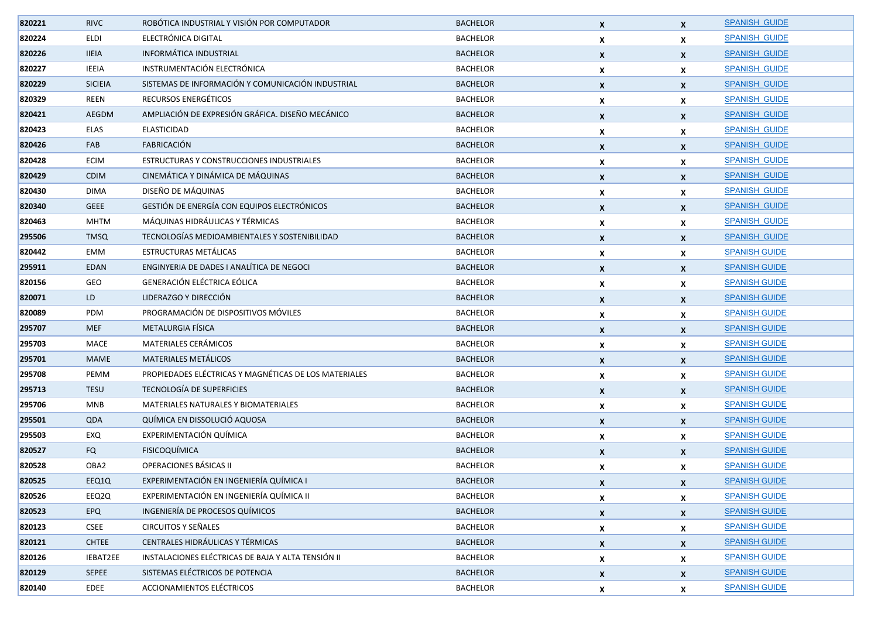| | | | | | | |
|---|---|---|---|---|---|---|
| 820221 | RIVC | ROBÓTICA INDUSTRIAL Y VISIÓN POR COMPUTADOR | BACHELOR | X | X | SPANISH_GUIDE |
| 820224 | ELDI | ELECTRÓNICA DIGITAL | BACHELOR | X | X | SPANISH_GUIDE |
| 820226 | IIEIA | INFORMÁTICA INDUSTRIAL | BACHELOR | X | X | SPANISH_GUIDE |
| 820227 | IEEIA | INSTRUMENTACIÓN ELECTRÓNICA | BACHELOR | X | X | SPANISH_GUIDE |
| 820229 | SICIEIA | SISTEMAS DE INFORMACIÓN Y COMUNICACIÓN INDUSTRIAL | BACHELOR | X | X | SPANISH_GUIDE |
| 820329 | REEN | RECURSOS ENERGÉTICOS | BACHELOR | X | X | SPANISH_GUIDE |
| 820421 | AEGDM | AMPLIACIÓN DE EXPRESIÓN GRÁFICA. DISEÑO MECÁNICO | BACHELOR | X | X | SPANISH_GUIDE |
| 820423 | ELAS | ELASTICIDAD | BACHELOR | X | X | SPANISH_GUIDE |
| 820426 | FAB | FABRICACIÓN | BACHELOR | X | X | SPANISH_GUIDE |
| 820428 | ECIM | ESTRUCTURAS Y CONSTRUCCIONES INDUSTRIALES | BACHELOR | X | X | SPANISH_GUIDE |
| 820429 | CDIM | CINEMÁTICA Y DINÁMICA DE MÁQUINAS | BACHELOR | X | X | SPANISH_GUIDE |
| 820430 | DIMA | DISEÑO DE MÁQUINAS | BACHELOR | X | X | SPANISH_GUIDE |
| 820340 | GEEE | GESTIÓN DE ENERGÍA CON EQUIPOS ELECTRÓNICOS | BACHELOR | X | X | SPANISH_GUIDE |
| 820463 | MHTM | MÁQUINAS HIDRÁULICAS Y TÉRMICAS | BACHELOR | X | X | SPANISH_GUIDE |
| 295506 | TMSQ | TECNOLOGÍAS MEDIOAMBIENTALES Y SOSTENIBILIDAD | BACHELOR | X | X | SPANISH_GUIDE |
| 820442 | EMM | ESTRUCTURAS METÁLICAS | BACHELOR | X | X | SPANISH GUIDE |
| 295911 | EDAN | ENGINYERIA DE DADES I ANALÍTICA DE NEGOCI | BACHELOR | X | X | SPANISH GUIDE |
| 820156 | GEO | GENERACIÓN ELÉCTRICA EÓLICA | BACHELOR | X | X | SPANISH GUIDE |
| 820071 | LD | LIDERAZGO Y DIRECCIÓN | BACHELOR | X | X | SPANISH GUIDE |
| 820089 | PDM | PROGRAMACIÓN DE DISPOSITIVOS MÓVILES | BACHELOR | X | X | SPANISH GUIDE |
| 295707 | MEF | METALURGIA FÍSICA | BACHELOR | X | X | SPANISH GUIDE |
| 295703 | MACE | MATERIALES CERÁMICOS | BACHELOR | X | X | SPANISH GUIDE |
| 295701 | MAME | MATERIALES METÁLICOS | BACHELOR | X | X | SPANISH GUIDE |
| 295708 | PEMM | PROPIEDADES ELÉCTRICAS Y MAGNÉTICAS DE LOS MATERIALES | BACHELOR | X | X | SPANISH GUIDE |
| 295713 | TESU | TECNOLOGÍA DE SUPERFICIES | BACHELOR | X | X | SPANISH GUIDE |
| 295706 | MNB | MATERIALES NATURALES Y BIOMATERIALES | BACHELOR | X | X | SPANISH GUIDE |
| 295501 | QDA | QUÍMICA EN DISSOLUCIÓ AQUOSA | BACHELOR | X | X | SPANISH GUIDE |
| 295503 | EXQ | EXPERIMENTACIÓN QUÍMICA | BACHELOR | X | X | SPANISH GUIDE |
| 820527 | FQ | FISICOQUÍMICA | BACHELOR | X | X | SPANISH GUIDE |
| 820528 | OBA2 | OPERACIONES BÁSICAS II | BACHELOR | X | X | SPANISH GUIDE |
| 820525 | EEQ1Q | EXPERIMENTACIÓN EN INGENIERÍA QUÍMICA I | BACHELOR | X | X | SPANISH GUIDE |
| 820526 | EEQ2Q | EXPERIMENTACIÓN EN INGENIERÍA QUÍMICA II | BACHELOR | X | X | SPANISH GUIDE |
| 820523 | EPQ | INGENIERÍA DE PROCESOS QUÍMICOS | BACHELOR | X | X | SPANISH GUIDE |
| 820123 | CSEE | CIRCUITOS Y SEÑALES | BACHELOR | X | X | SPANISH GUIDE |
| 820121 | CHTEE | CENTRALES HIDRÁULICAS Y TÉRMICAS | BACHELOR | X | X | SPANISH GUIDE |
| 820126 | IEBAT2EE | INSTALACIONES ELÉCTRICAS DE BAJA Y ALTA TENSIÓN II | BACHELOR | X | X | SPANISH GUIDE |
| 820129 | SEPEE | SISTEMAS ELÉCTRICOS DE POTENCIA | BACHELOR | X | X | SPANISH GUIDE |
| 820140 | EDEE | ACCIONAMIENTOS ELÉCTRICOS | BACHELOR | X | X | SPANISH GUIDE |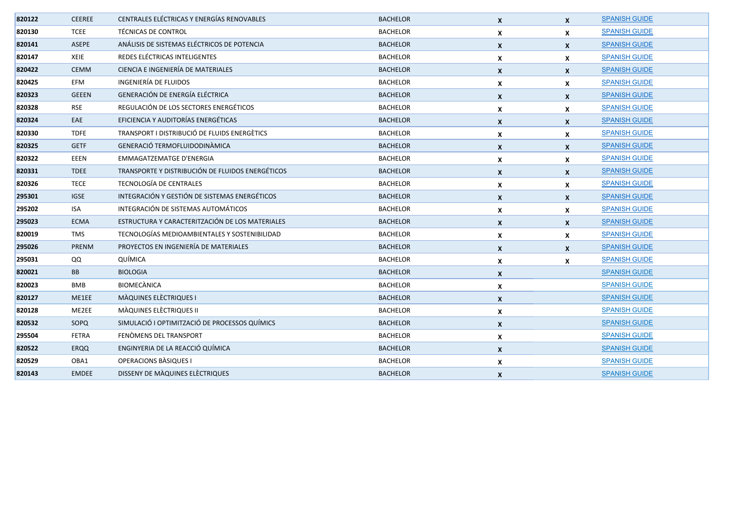| | | | | | | |
|---|---|---|---|---|---|---|
| **820122** | CEEREE | CENTRALES ELÉCTRICAS Y ENERGÍAS RENOVABLES | BACHELOR | **X** | **X** | SPANISH GUIDE |
| **820130** | TCEE | TÉCNICAS DE CONTROL | BACHELOR | **X** | **X** | SPANISH GUIDE |
| **820141** | ASEPE | ANÁLISIS DE SISTEMAS ELÉCTRICOS DE POTENCIA | BACHELOR | **X** | **X** | SPANISH GUIDE |
| **820147** | XEIE | REDES ELÉCTRICAS INTELIGENTES | BACHELOR | **X** | **X** | SPANISH GUIDE |
| **820422** | CEMM | CIENCIA E INGENIERÍA DE MATERIALES | BACHELOR | **X** | **X** | SPANISH GUIDE |
| **820425** | EFM | INGENIERÍA DE FLUIDOS | BACHELOR | **X** | **X** | SPANISH GUIDE |
| **820323** | GEEEN | GENERACIÓN DE ENERGÍA ELÉCTRICA | BACHELOR | **X** | **X** | SPANISH GUIDE |
| **820328** | RSE | REGULACIÓN DE LOS SECTORES ENERGÉTICOS | BACHELOR | **X** | **X** | SPANISH GUIDE |
| **820324** | EAE | EFICIENCIA Y AUDITORÍAS ENERGÉTICAS | BACHELOR | **X** | **X** | SPANISH GUIDE |
| **820330** | TDFE | TRANSPORT I DISTRIBUCIÓ DE FLUIDS ENERGÈTICS | BACHELOR | **X** | **X** | SPANISH GUIDE |
| **820325** | GETF | GENERACIÓ TERMOFLUIDODINÀMICA | BACHELOR | **X** | **X** | SPANISH GUIDE |
| **820322** | EEEN | EMMAGATZEMATGE D'ENERGIA | BACHELOR | **X** | **X** | SPANISH GUIDE |
| **820331** | TDEE | TRANSPORTE Y DISTRIBUCIÓN DE FLUIDOS ENERGÉTICOS | BACHELOR | **X** | **X** | SPANISH GUIDE |
| **820326** | TECE | TECNOLOGÍA DE CENTRALES | BACHELOR | **X** | **X** | SPANISH GUIDE |
| **295301** | IGSE | INTEGRACIÓN Y GESTIÓN DE SISTEMAS ENERGÉTICOS | BACHELOR | **X** | **X** | SPANISH GUIDE |
| **295202** | ISA | INTEGRACIÓN DE SISTEMAS AUTOMÁTICOS | BACHELOR | **X** | **X** | SPANISH GUIDE |
| **295023** | ECMA | ESTRUCTURA Y CARACTERITZACIÓN DE LOS MATERIALES | BACHELOR | **X** | **X** | SPANISH GUIDE |
| **820019** | TMS | TECNOLOGÍAS MEDIOAMBIENTALES Y SOSTENIBILIDAD | BACHELOR | **X** | **X** | SPANISH GUIDE |
| **295026** | PRENM | PROYECTOS EN INGENIERÍA DE MATERIALES | BACHELOR | **X** | **X** | SPANISH GUIDE |
| **295031** | QQ | QUÍMICA | BACHELOR | **X** | **X** | SPANISH GUIDE |
| **820021** | BB | BIOLOGIA | BACHELOR | **X** | | SPANISH GUIDE |
| **820023** | BMB | BIOMECÀNICA | BACHELOR | **X** | | SPANISH GUIDE |
| **820127** | ME1EE | MÀQUINES ELÈCTRIQUES I | BACHELOR | **X** | | SPANISH GUIDE |
| **820128** | ME2EE | MÀQUINES ELÈCTRIQUES II | BACHELOR | **X** | | SPANISH GUIDE |
| **820532** | SOPQ | SIMULACIÓ I OPTIMITZACIÓ DE PROCESSOS QUÍMICS | BACHELOR | **X** | | SPANISH GUIDE |
| **295504** | FETRA | FENÒMENS DEL TRANSPORT | BACHELOR | **X** | | SPANISH GUIDE |
| **820522** | ERQQ | ENGINYERIA DE LA REACCIÓ QUÍMICA | BACHELOR | **X** | | SPANISH GUIDE |
| **820529** | OBA1 | OPERACIONS BÀSIQUES I | BACHELOR | **X** | | SPANISH GUIDE |
| **820143** | EMDEE | DISSENY DE MÀQUINES ELÈCTRIQUES | BACHELOR | **X** | | SPANISH GUIDE |